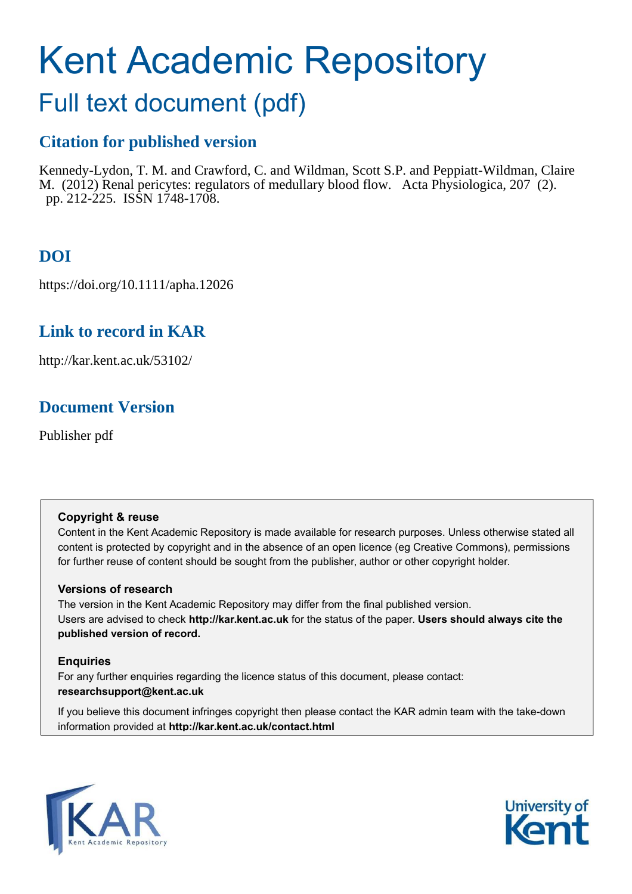# Kent Academic Repository

## Full text document (pdf)

### Citation for published version

Kennedy-Lydon, T. M. and Crawford, C. and Wildman, Scott S.P. and Peppiatt-Wildman, Claire M. (2012) Renal pericytes: regulators of medullary blood flow. Acta Physiologica, 207 (2). pp. 212-225. ISSN 1748-1708.

### DOI

https://doi.org/10.1111/apha.12026

### Link to record in KAR

http://kar.kent.ac.uk/53102/

### Document Version

Publisher pdf

**Copyright & reuse**

Content in the Kent Academic Repository is made available for research purposes. Unless otherwise stated all content is protected by copyright and in the absence of an open licence (eg Creative Commons), permissions for further reuse of content should be sought from the publisher, author or other copyright holder.

**Versions of research**

The version in the Kent Academic Repository may differ from the final published version. Users are advised to check **http://kar.kent.ac.uk** for the status of the paper. **Users should always cite the published version of record.**

**Enquiries**

For any further enquiries regarding the licence status of this document, please contact: **researchsupport@kent.ac.uk**

If you believe this document infringes copyright then please contact the KAR admin team with the take-down information provided at **http://kar.kent.ac.uk/contact.html**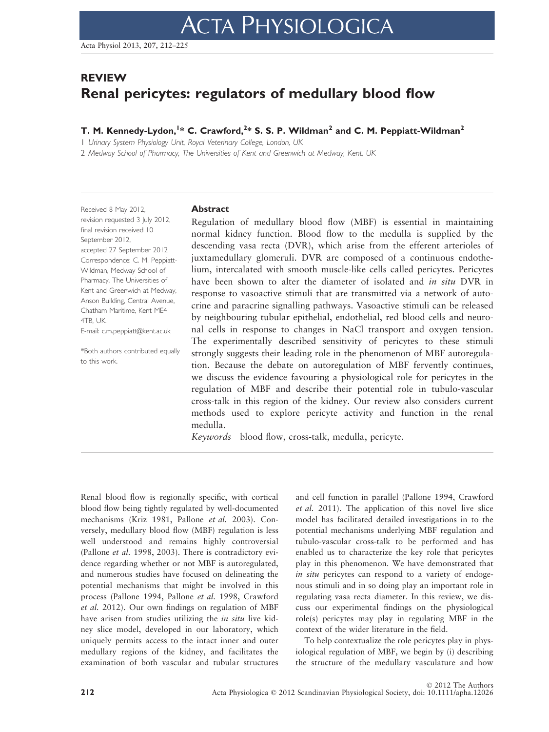# REVIEW

# Renal pericytes: regulators of medullary blood flow

**T. M. Kennedy-Lydon,[1]* C. Crawford,[2]* S. S. P. Wildman[2] and C. M. Peppiatt-Wildman[2]**

1 Urinary System Physiology Unit, Royal Veterinary College, London, UK

2 Medway School of Pharmacy, The Universities of Kent and Greenwich at Medway, Kent, UK

Received 8 May 2012, revision requested 3 July 2012, final revision received 10 September 2012, accepted 27 September 2012

Correspondence: C. M. Peppiatt-Wildman, Medway School of Pharmacy, The Universities of Kent and Greenwich at Medway, Anson Building, Central Avenue, Chatham Maritime, Kent ME4 4TB, UK.

E-mail: c.m.peppiatt@kent.ac.uk

*Both authors contributed equally to this work.

## Abstract

Regulation of medullary blood flow (MBF) is essential in maintaining normal kidney function. Blood flow to the medulla is supplied by the descending vasa recta (DVR), which arise from the efferent arterioles of juxtamedullary glomeruli. DVR are composed of a continuous endothelium, intercalated with smooth muscle-like cells called pericytes. Pericytes have been shown to alter the diameter of isolated and *in situ* DVR in response to vasoactive stimuli that are transmitted via a network of autocrine and paracrine signalling pathways. Vasoactive stimuli can be released by neighbouring tubular epithelial, endothelial, red blood cells and neuronal cells in response to changes in NaCl transport and oxygen tension. The experimentally described sensitivity of pericytes to these stimuli strongly suggests their leading role in the phenomenon of MBF autoregulation. Because the debate on autoregulation of MBF fervently continues, we discuss the evidence favouring a physiological role for pericytes in the regulation of MBF and describe their potential role in tubulo-vascular cross-talk in this region of the kidney. Our review also considers current methods used to explore pericyte activity and function in the renal medulla.

*Keywords* blood flow, cross-talk, medulla, pericyte.

Renal blood flow is regionally specific, with cortical blood flow being tightly regulated by well-documented mechanisms (Kriz 1981, Pallone *et al.* 2003). Conversely, medullary blood flow (MBF) regulation is less well understood and remains highly controversial (Pallone *et al.* 1998, 2003). There is contradictory evidence regarding whether or not MBF is autoregulated, and numerous studies have focused on delineating the potential mechanisms that might be involved in this process (Pallone 1994, Pallone *et al.* 1998, Crawford *et al.* 2012). Our own findings on regulation of MBF have arisen from studies utilizing the *in situ* live kidney slice model, developed in our laboratory, which uniquely permits access to the intact inner and outer medullary regions of the kidney, and facilitates the examination of both vascular and tubular structures and cell function in parallel (Pallone 1994, Crawford *et al.* 2011). The application of this novel live slice model has facilitated detailed investigations in to the potential mechanisms underlying MBF regulation and tubulo-vascular cross-talk to be performed and has enabled us to characterize the key role that pericytes play in this phenomenon. We have demonstrated that *in situ* pericytes can respond to a variety of endogenous stimuli and in so doing play an important role in regulating vasa recta diameter. In this review, we discuss our experimental findings on the physiological role(s) pericytes may play in regulating MBF in the context of the wider literature in the field.

To help contextualize the role pericytes play in physiological regulation of MBF, we begin by (i) describing the structure of the medullary vasculature and how

© 2012 The Authors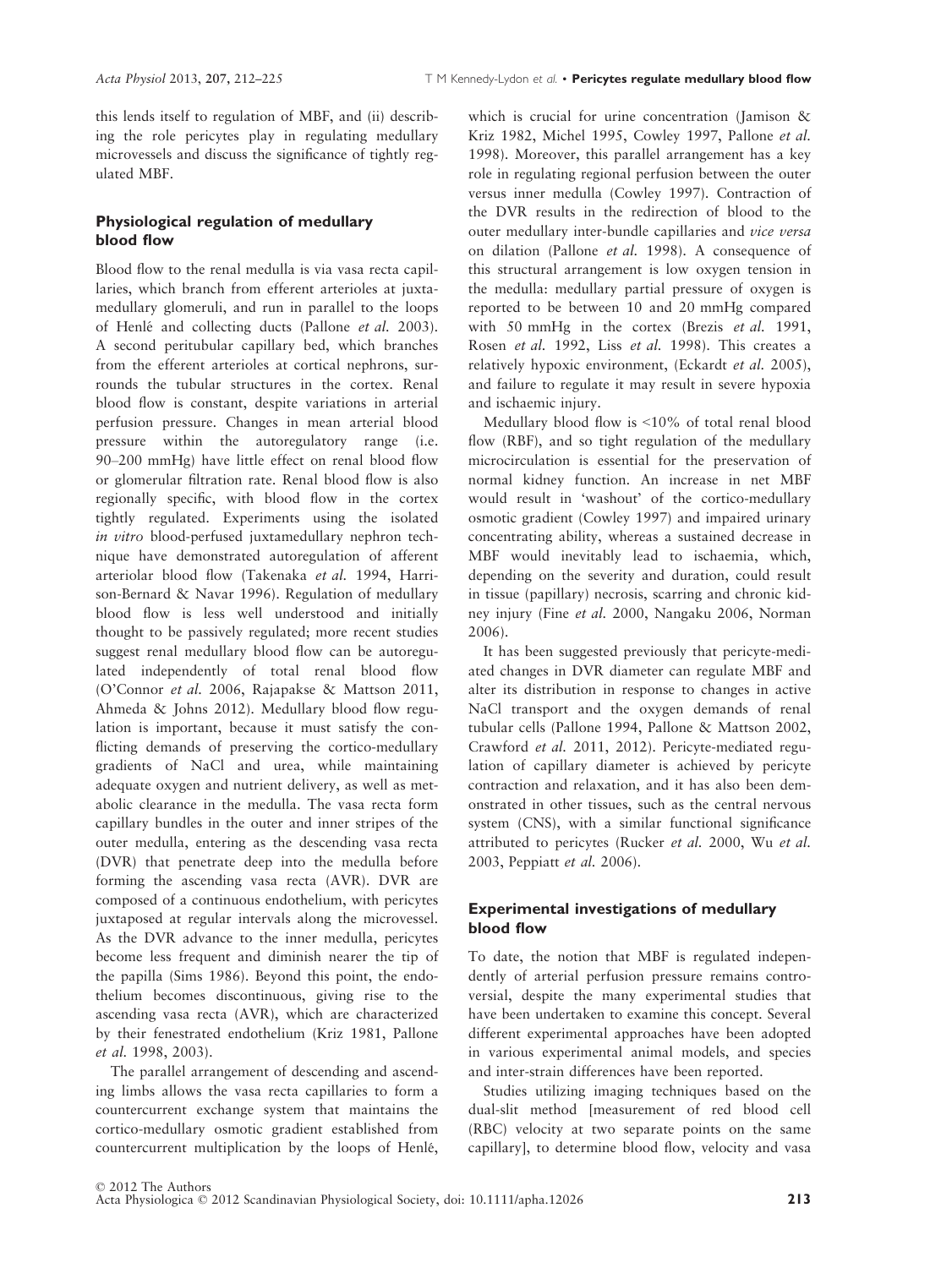this lends itself to regulation of MBF, and (ii) describing the role pericytes play in regulating medullary microvessels and discuss the significance of tightly regulated MBF.

## Physiological regulation of medullary blood flow

Blood flow to the renal medulla is via vasa recta capillaries, which branch from efferent arterioles at juxtamedullary glomeruli, and run in parallel to the loops of Henlé and collecting ducts (Pallone *et al.* 2003). A second peritubular capillary bed, which branches from the efferent arterioles at cortical nephrons, surrounds the tubular structures in the cortex. Renal blood flow is constant, despite variations in arterial perfusion pressure. Changes in mean arterial blood pressure within the autoregulatory range (i.e. 90–200 mmHg) have little effect on renal blood flow or glomerular filtration rate. Renal blood flow is also regionally specific, with blood flow in the cortex tightly regulated. Experiments using the isolated *in vitro* blood-perfused juxtamedullary nephron technique have demonstrated autoregulation of afferent arteriolar blood flow (Takenaka *et al.* 1994, Harrison-Bernard & Navar 1996). Regulation of medullary blood flow is less well understood and initially thought to be passively regulated; more recent studies suggest renal medullary blood flow can be autoregulated independently of total renal blood flow (O'Connor *et al.* 2006, Rajapakse & Mattson 2011, Ahmeda & Johns 2012). Medullary blood flow regulation is important, because it must satisfy the conflicting demands of preserving the cortico-medullary gradients of NaCl and urea, while maintaining adequate oxygen and nutrient delivery, as well as metabolic clearance in the medulla. The vasa recta form capillary bundles in the outer and inner stripes of the outer medulla, entering as the descending vasa recta (DVR) that penetrate deep into the medulla before forming the ascending vasa recta (AVR). DVR are composed of a continuous endothelium, with pericytes juxtaposed at regular intervals along the microvessel. As the DVR advance to the inner medulla, pericytes become less frequent and diminish nearer the tip of the papilla (Sims 1986). Beyond this point, the endothelium becomes discontinuous, giving rise to the ascending vasa recta (AVR), which are characterized by their fenestrated endothelium (Kriz 1981, Pallone *et al.* 1998, 2003).

The parallel arrangement of descending and ascending limbs allows the vasa recta capillaries to form a countercurrent exchange system that maintains the cortico-medullary osmotic gradient established from countercurrent multiplication by the loops of Henlé, which is crucial for urine concentration (Jamison & Kriz 1982, Michel 1995, Cowley 1997, Pallone *et al.* 1998). Moreover, this parallel arrangement has a key role in regulating regional perfusion between the outer versus inner medulla (Cowley 1997). Contraction of the DVR results in the redirection of blood to the outer medullary inter-bundle capillaries and *vice versa* on dilation (Pallone *et al.* 1998). A consequence of this structural arrangement is low oxygen tension in the medulla: medullary partial pressure of oxygen is reported to be between 10 and 20 mmHg compared with 50 mmHg in the cortex (Brezis *et al.* 1991, Rosen *et al.* 1992, Liss *et al.* 1998). This creates a relatively hypoxic environment, (Eckardt *et al.* 2005), and failure to regulate it may result in severe hypoxia and ischaemic injury.

Medullary blood flow is <10% of total renal blood flow (RBF), and so tight regulation of the medullary microcirculation is essential for the preservation of normal kidney function. An increase in net MBF would result in 'washout' of the cortico-medullary osmotic gradient (Cowley 1997) and impaired urinary concentrating ability, whereas a sustained decrease in MBF would inevitably lead to ischaemia, which, depending on the severity and duration, could result in tissue (papillary) necrosis, scarring and chronic kidney injury (Fine *et al.* 2000, Nangaku 2006, Norman 2006).

It has been suggested previously that pericyte-mediated changes in DVR diameter can regulate MBF and alter its distribution in response to changes in active NaCl transport and the oxygen demands of renal tubular cells (Pallone 1994, Pallone & Mattson 2002, Crawford *et al.* 2011, 2012). Pericyte-mediated regulation of capillary diameter is achieved by pericyte contraction and relaxation, and it has also been demonstrated in other tissues, such as the central nervous system (CNS), with a similar functional significance attributed to pericytes (Rucker *et al.* 2000, Wu *et al.* 2003, Peppiatt *et al.* 2006).

## Experimental investigations of medullary blood flow

To date, the notion that MBF is regulated independently of arterial perfusion pressure remains controversial, despite the many experimental studies that have been undertaken to examine this concept. Several different experimental approaches have been adopted in various experimental animal models, and species and inter-strain differences have been reported.

Studies utilizing imaging techniques based on the dual-slit method [measurement of red blood cell (RBC) velocity at two separate points on the same capillary], to determine blood flow, velocity and vasa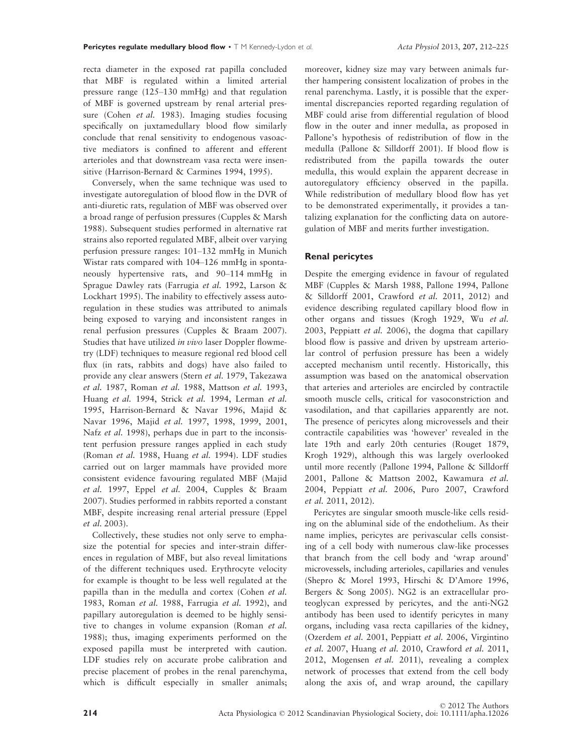recta diameter in the exposed rat papilla concluded that MBF is regulated within a limited arterial pressure range (125–130 mmHg) and that regulation of MBF is governed upstream by renal arterial pressure (Cohen *et al.* 1983). Imaging studies focusing specifically on juxtamedullary blood flow similarly conclude that renal sensitivity to endogenous vasoactive mediators is confined to afferent and efferent arterioles and that downstream vasa recta were insensitive (Harrison-Bernard & Carmines 1994, 1995).

Conversely, when the same technique was used to investigate autoregulation of blood flow in the DVR of anti-diuretic rats, regulation of MBF was observed over a broad range of perfusion pressures (Cupples & Marsh 1988). Subsequent studies performed in alternative rat strains also reported regulated MBF, albeit over varying perfusion pressure ranges: 101–132 mmHg in Munich Wistar rats compared with 104–126 mmHg in spontaneously hypertensive rats, and 90–114 mmHg in Sprague Dawley rats (Farrugia *et al.* 1992, Larson & Lockhart 1995). The inability to effectively assess autoregulation in these studies was attributed to animals being exposed to varying and inconsistent ranges in renal perfusion pressures (Cupples & Braam 2007). Studies that have utilized *in vivo* laser Doppler flowmetry (LDF) techniques to measure regional red blood cell flux (in rats, rabbits and dogs) have also failed to provide any clear answers (Stern *et al.* 1979, Takezawa *et al.* 1987, Roman *et al.* 1988, Mattson *et al.* 1993, Huang *et al.* 1994, Strick *et al.* 1994, Lerman *et al.* 1995, Harrison-Bernard & Navar 1996, Majid & Navar 1996, Majid *et al.* 1997, 1998, 1999, 2001, Nafz *et al.* 1998), perhaps due in part to the inconsistent perfusion pressure ranges applied in each study (Roman *et al.* 1988, Huang *et al.* 1994). LDF studies carried out on larger mammals have provided more consistent evidence favouring regulated MBF (Majid *et al.* 1997, Eppel *et al.* 2004, Cupples & Braam 2007). Studies performed in rabbits reported a constant MBF, despite increasing renal arterial pressure (Eppel *et al.* 2003).

Collectively, these studies not only serve to emphasize the potential for species and inter-strain differences in regulation of MBF, but also reveal limitations of the different techniques used. Erythrocyte velocity for example is thought to be less well regulated at the papilla than in the medulla and cortex (Cohen *et al.* 1983, Roman *et al.* 1988, Farrugia *et al.* 1992), and papillary autoregulation is deemed to be highly sensitive to changes in volume expansion (Roman *et al.* 1988); thus, imaging experiments performed on the exposed papilla must be interpreted with caution. LDF studies rely on accurate probe calibration and precise placement of probes in the renal parenchyma, which is difficult especially in smaller animals; moreover, kidney size may vary between animals further hampering consistent localization of probes in the renal parenchyma. Lastly, it is possible that the experimental discrepancies reported regarding regulation of MBF could arise from differential regulation of blood flow in the outer and inner medulla, as proposed in Pallone's hypothesis of redistribution of flow in the medulla (Pallone & Silldorff 2001). If blood flow is redistributed from the papilla towards the outer medulla, this would explain the apparent decrease in autoregulatory efficiency observed in the papilla. While redistribution of medullary blood flow has yet to be demonstrated experimentally, it provides a tantalizing explanation for the conflicting data on autoregulation of MBF and merits further investigation.

## Renal pericytes

Despite the emerging evidence in favour of regulated MBF (Cupples & Marsh 1988, Pallone 1994, Pallone & Silldorff 2001, Crawford *et al.* 2011, 2012) and evidence describing regulated capillary blood flow in other organs and tissues (Krogh 1929, Wu *et al.* 2003, Peppiatt *et al.* 2006), the dogma that capillary blood flow is passive and driven by upstream arteriolar control of perfusion pressure has been a widely accepted mechanism until recently. Historically, this assumption was based on the anatomical observation that arteries and arterioles are encircled by contractile smooth muscle cells, critical for vasoconstriction and vasodilation, and that capillaries apparently are not. The presence of pericytes along microvessels and their contractile capabilities was 'however' revealed in the late 19th and early 20th centuries (Rouget 1879, Krogh 1929), although this was largely overlooked until more recently (Pallone 1994, Pallone & Silldorff 2001, Pallone & Mattson 2002, Kawamura *et al.* 2004, Peppiatt *et al.* 2006, Puro 2007, Crawford *et al.* 2011, 2012).

Pericytes are singular smooth muscle-like cells residing on the abluminal side of the endothelium. As their name implies, pericytes are perivascular cells consisting of a cell body with numerous claw-like processes that branch from the cell body and 'wrap around' microvessels, including arterioles, capillaries and venules (Shepro & Morel 1993, Hirschi & D'Amore 1996, Bergers & Song 2005). NG2 is an extracellular proteoglycan expressed by pericytes, and the anti-NG2 antibody has been used to identify pericytes in many organs, including vasa recta capillaries of the kidney, (Ozerdem *et al.* 2001, Peppiatt *et al.* 2006, Virgintino *et al.* 2007, Huang *et al.* 2010, Crawford *et al.* 2011, 2012, Mogensen *et al.* 2011), revealing a complex network of processes that extend from the cell body along the axis of, and wrap around, the capillary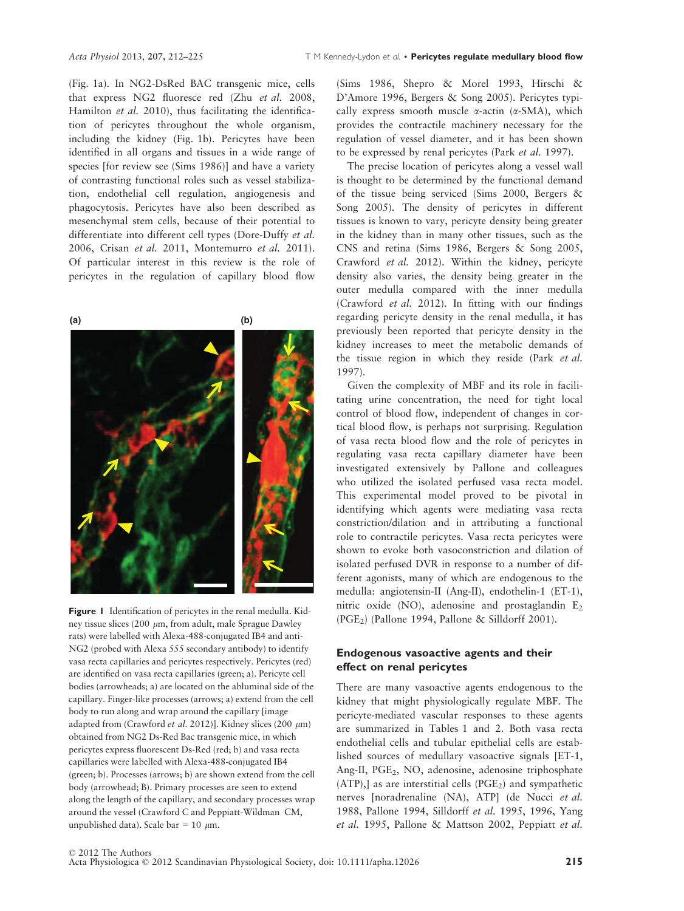(Fig. 1a). In NG2-DsRed BAC transgenic mice, cells that express NG2 fluoresce red (Zhu *et al.* 2008, Hamilton *et al.* 2010), thus facilitating the identification of pericytes throughout the whole organism, including the kidney (Fig. 1b). Pericytes have been identified in all organs and tissues in a wide range of species [for review see (Sims 1986)] and have a variety of contrasting functional roles such as vessel stabilization, endothelial cell regulation, angiogenesis and phagocytosis. Pericytes have also been described as mesenchymal stem cells, because of their potential to differentiate into different cell types (Dore-Duffy *et al.* 2006, Crisan *et al.* 2011, Montemurro *et al.* 2011). Of particular interest in this review is the role of pericytes in the regulation of capillary blood flow

**Figure 1** Identification of pericytes in the renal medulla. Kidney tissue slices (200 $\mu$m, from adult, male Sprague Dawley rats) were labelled with Alexa-488-conjugated IB4 and anti-NG2 (probed with Alexa 555 secondary antibody) to identify vasa recta capillaries and pericytes respectively. Pericytes (red) are identified on vasa recta capillaries (green; a). Pericyte cell bodies (arrowheads; a) are located on the abluminal side of the capillary. Finger-like processes (arrows; a) extend from the cell body to run along and wrap around the capillary [image adapted from (Crawford *et al.* 2012)]. Kidney slices (200 $\mu$m) obtained from NG2 Ds-Red Bac transgenic mice, in which pericytes express fluorescent Ds-Red (red; b) and vasa recta capillaries were labelled with Alexa-488-conjugated IB4 (green; b). Processes (arrows; b) are shown extend from the cell body (arrowhead; B). Primary processes are seen to extend along the length of the capillary, and secondary processes wrap around the vessel (Crawford C and Peppiatt-Wildman CM, unpublished data). Scale bar = 10 $\mu$m.

(Sims 1986, Shepro & Morel 1993, Hirschi & D'Amore 1996, Bergers & Song 2005). Pericytes typically express smooth muscle $\alpha$-actin ($\alpha$-SMA), which provides the contractile machinery necessary for the regulation of vessel diameter, and it has been shown to be expressed by renal pericytes (Park *et al.* 1997).

The precise location of pericytes along a vessel wall is thought to be determined by the functional demand of the tissue being serviced (Sims 2000, Bergers & Song 2005). The density of pericytes in different tissues is known to vary, pericyte density being greater in the kidney than in many other tissues, such as the CNS and retina (Sims 1986, Bergers & Song 2005, Crawford *et al.* 2012). Within the kidney, pericyte density also varies, the density being greater in the outer medulla compared with the inner medulla (Crawford *et al.* 2012). In fitting with our findings regarding pericyte density in the renal medulla, it has previously been reported that pericyte density in the kidney increases to meet the metabolic demands of the tissue region in which they reside (Park *et al.* 1997).

Given the complexity of MBF and its role in facilitating urine concentration, the need for tight local control of blood flow, independent of changes in cortical blood flow, is perhaps not surprising. Regulation of vasa recta blood flow and the role of pericytes in regulating vasa recta capillary diameter have been investigated extensively by Pallone and colleagues who utilized the isolated perfused vasa recta model. This experimental model proved to be pivotal in identifying which agents were mediating vasa recta constriction/dilation and in attributing a functional role to contractile pericytes. Vasa recta pericytes were shown to evoke both vasoconstriction and dilation of isolated perfused DVR in response to a number of different agonists, many of which are endogenous to the medulla: angiotensin-II (Ang-II), endothelin-1 (ET-1), nitric oxide (NO), adenosine and prostaglandin $E_2$ ($PGE_2$) (Pallone 1994, Pallone & Silldorff 2001).

## Endogenous vasoactive agents and their effect on renal pericytes

There are many vasoactive agents endogenous to the kidney that might physiologically regulate MBF. The pericyte-mediated vascular responses to these agents are summarized in Tables 1 and 2. Both vasa recta endothelial cells and tubular epithelial cells are established sources of medullary vasoactive signals [ET-1, Ang-II, $PGE_2$, NO, adenosine, adenosine triphosphate (ATP),] as are interstitial cells ($PGE_2$) and sympathetic nerves [noradrenaline (NA), ATP] (de Nucci *et al.* 1988, Pallone 1994, Silldorff *et al.* 1995, 1996, Yang *et al.* 1995, Pallone & Mattson 2002, Peppiatt *et al.*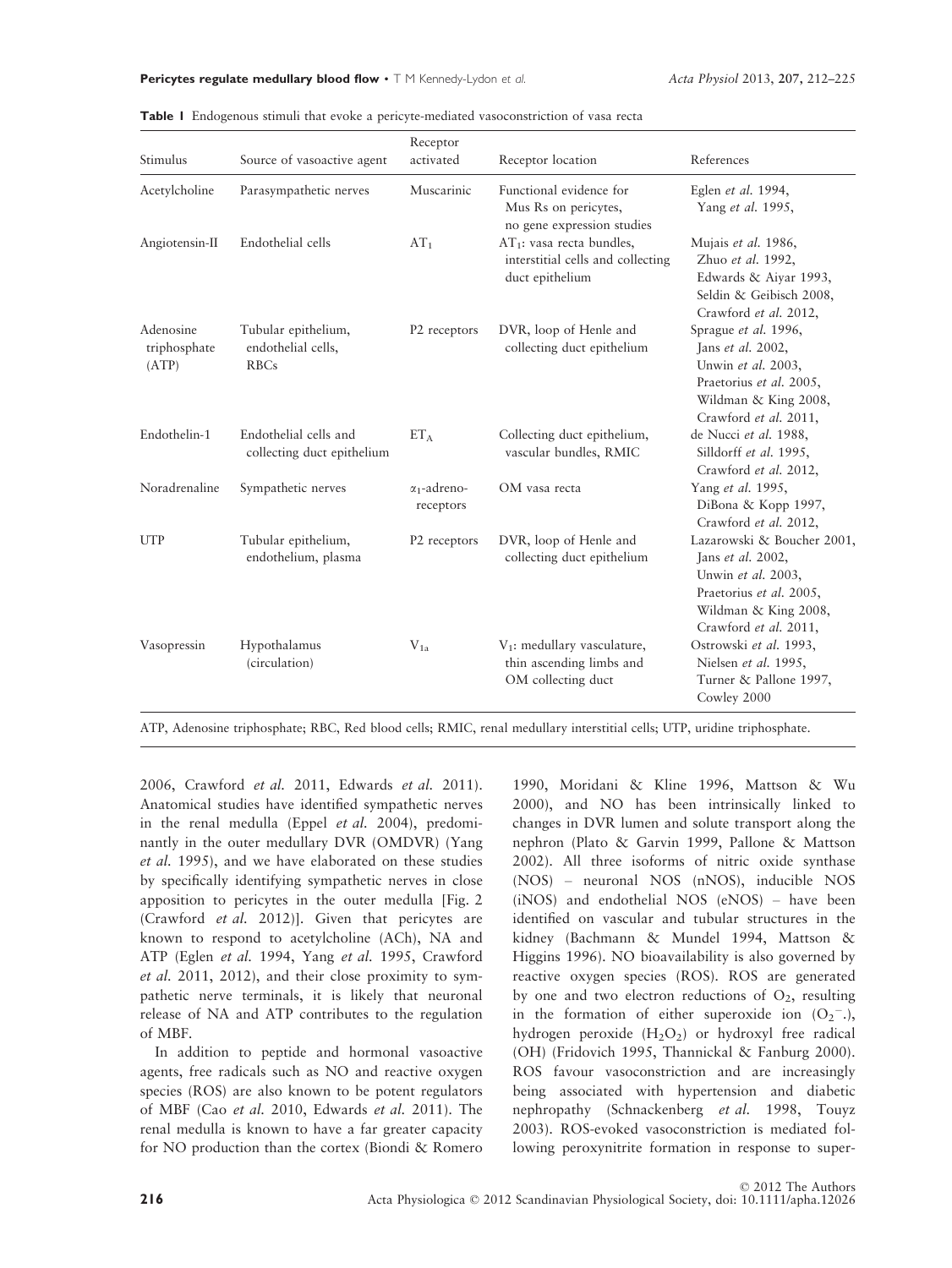**Table 1** Endogenous stimuli that evoke a pericyte-mediated vasoconstriction of vasa recta

| Stimulus | Source of vasoactive agent | Receptor activated | Receptor location | References |
|---|---|---|---|---|
| Acetylcholine | Parasympathetic nerves | Muscarinic | Functional evidence for Mus Rs on pericytes, no gene expression studies | Eglen *et al.* 1994, Yang *et al.* 1995, |
| Angiotensin-II | Endothelial cells | $AT_1$ | $AT_1$: vasa recta bundles, interstitial cells and collecting duct epithelium | Mujais *et al.* 1986, Zhuo *et al.* 1992, Edwards & Aiyar 1993, Seldin & Geibisch 2008, Crawford *et al.* 2012, |
| Adenosine triphosphate (ATP) | Tubular epithelium, endothelial cells, RBCs | P2 receptors | DVR, loop of Henle and collecting duct epithelium | Sprague *et al.* 1996, Jans *et al.* 2002, Unwin *et al.* 2003, Praetorius *et al.* 2005, Wildman & King 2008, Crawford *et al.* 2011, |
| Endothelin-1 | Endothelial cells and collecting duct epithelium | $ET_A$ | Collecting duct epithelium, vascular bundles, RMIC | de Nucci *et al.* 1988, Silldorff *et al.* 1995, Crawford *et al.* 2012, |
| Noradrenaline | Sympathetic nerves | $\alpha_1$-adreno-receptors | OM vasa recta | Yang *et al.* 1995, DiBona & Kopp 1997, Crawford *et al.* 2012, |
| UTP | Tubular epithelium, endothelium, plasma | P2 receptors | DVR, loop of Henle and collecting duct epithelium | Lazarowski & Boucher 2001, Jans *et al.* 2002, Unwin *et al.* 2003, Praetorius *et al.* 2005, Wildman & King 2008, Crawford *et al.* 2011, |
| Vasopressin | Hypothalamus (circulation) | $V_{1a}$ | $V_1$: medullary vasculature, thin ascending limbs and OM collecting duct | Ostrowski *et al.* 1993, Nielsen *et al.* 1995, Turner & Pallone 1997, Cowley 2000 |

ATP, Adenosine triphosphate; RBC, Red blood cells; RMIC, renal medullary interstitial cells; UTP, uridine triphosphate.

2006, Crawford *et al.* 2011, Edwards *et al.* 2011). Anatomical studies have identified sympathetic nerves in the renal medulla (Eppel *et al.* 2004), predominantly in the outer medullary DVR (OMDVR) (Yang *et al.* 1995), and we have elaborated on these studies by specifically identifying sympathetic nerves in close apposition to pericytes in the outer medulla [Fig. 2 (Crawford *et al.* 2012)]. Given that pericytes are known to respond to acetylcholine (ACh), NA and ATP (Eglen *et al.* 1994, Yang *et al.* 1995, Crawford *et al.* 2011, 2012), and their close proximity to sympathetic nerve terminals, it is likely that neuronal release of NA and ATP contributes to the regulation of MBF.

In addition to peptide and hormonal vasoactive agents, free radicals such as NO and reactive oxygen species (ROS) are also known to be potent regulators of MBF (Cao *et al.* 2010, Edwards *et al.* 2011). The renal medulla is known to have a far greater capacity for NO production than the cortex (Biondi & Romero 1990, Moridani & Kline 1996, Mattson & Wu 2000), and NO has been intrinsically linked to changes in DVR lumen and solute transport along the nephron (Plato & Garvin 1999, Pallone & Mattson 2002). All three isoforms of nitric oxide synthase (NOS) – neuronal NOS (nNOS), inducible NOS (iNOS) and endothelial NOS (eNOS) – have been identified on vascular and tubular structures in the kidney (Bachmann & Mundel 1994, Mattson & Higgins 1996). NO bioavailability is also governed by reactive oxygen species (ROS). ROS are generated by one and two electron reductions of $O_2$, resulting in the formation of either superoxide ion ($O_2^{-}$.), hydrogen peroxide ($H_2O_2$) or hydroxyl free radical (OH) (Fridovich 1995, Thannickal & Fanburg 2000). ROS favour vasoconstriction and are increasingly being associated with hypertension and diabetic nephropathy (Schnackenberg *et al.* 1998, Touyz 2003). ROS-evoked vasoconstriction is mediated following peroxynitrite formation in response to super-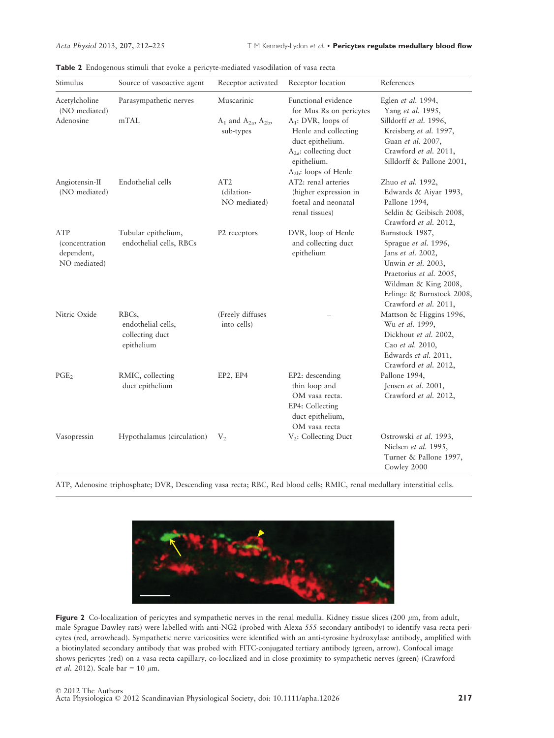**Table 2** Endogenous stimuli that evoke a pericyte-mediated vasodilation of vasa recta

| Stimulus | Source of vasoactive agent | Receptor activated | Receptor location | References |
|---|---|---|---|---|
| Acetylcholine (NO mediated) | Parasympathetic nerves | Muscarinic | Functional evidence for Mus Rs on pericytes | Eglen *et al.* 1994, Yang *et al.* 1995, |
| Adenosine | mTAL | $A_1$ and $A_{2a}$, $A_{2b}$, sub-types | $A_1$: DVR, loops of Henle and collecting duct epithelium. $A_{2a}$: collecting duct epithelium. $A_{2b}$: loops of Henle | Silldorff *et al.* 1996, Kreisberg *et al.* 1997, Guan *et al.* 2007, Crawford *et al.* 2011, Silldorff & Pallone 2001, |
| Angiotensin-II (NO mediated) | Endothelial cells | AT2 (dilation-NO mediated) | AT2: renal arteries (higher expression in foetal and neonatal renal tissues) | Zhuo *et al.* 1992, Edwards & Aiyar 1993, Pallone 1994, Seldin & Geibisch 2008, Crawford *et al.* 2012, |
| ATP (concentration dependent, NO mediated) | Tubular epithelium, endothelial cells, RBCs | P2 receptors | DVR, loop of Henle and collecting duct epithelium | Burnstock 1987, Sprague *et al.* 1996, Jans *et al.* 2002, Unwin *et al.* 2003, Praetorius *et al.* 2005, Wildman & King 2008, Erlinge & Burnstock 2008, Crawford *et al.* 2011, |
| Nitric Oxide | RBCs, endothelial cells, collecting duct epithelium | (Freely diffuses into cells) | – | Mattson & Higgins 1996, Wu *et al.* 1999, Dickhout *et al.* 2002, Cao *et al.* 2010, Edwards *et al.* 2011, Crawford *et al.* 2012, |
| $PGE_2$ | RMIC, collecting duct epithelium | EP2, EP4 | EP2: descending thin loop and OM vasa recta. EP4: Collecting duct epithelium, OM vasa recta | Pallone 1994, Jensen *et al.* 2001, Crawford *et al.* 2012, |
| Vasopressin | Hypothalamus (circulation) | $V_2$ | $V_2$: Collecting Duct | Ostrowski *et al.* 1993, Nielsen *et al.* 1995, Turner & Pallone 1997, Cowley 2000 |

ATP, Adenosine triphosphate; DVR, Descending vasa recta; RBC, Red blood cells; RMIC, renal medullary interstitial cells.

**Figure 2** Co-localization of pericytes and sympathetic nerves in the renal medulla. Kidney tissue slices (200 $\mu$m, from adult, male Sprague Dawley rats) were labelled with anti-NG2 (probed with Alexa 555 secondary antibody) to identify vasa recta pericytes (red, arrowhead). Sympathetic nerve varicosities were identified with an anti-tyrosine hydroxylase antibody, amplified with a biotinylated secondary antibody that was probed with FITC-conjugated tertiary antibody (green, arrow). Confocal image shows pericytes (red) on a vasa recta capillary, co-localized and in close proximity to sympathetic nerves (green) (Crawford *et al.* 2012). Scale bar = 10 $\mu$m.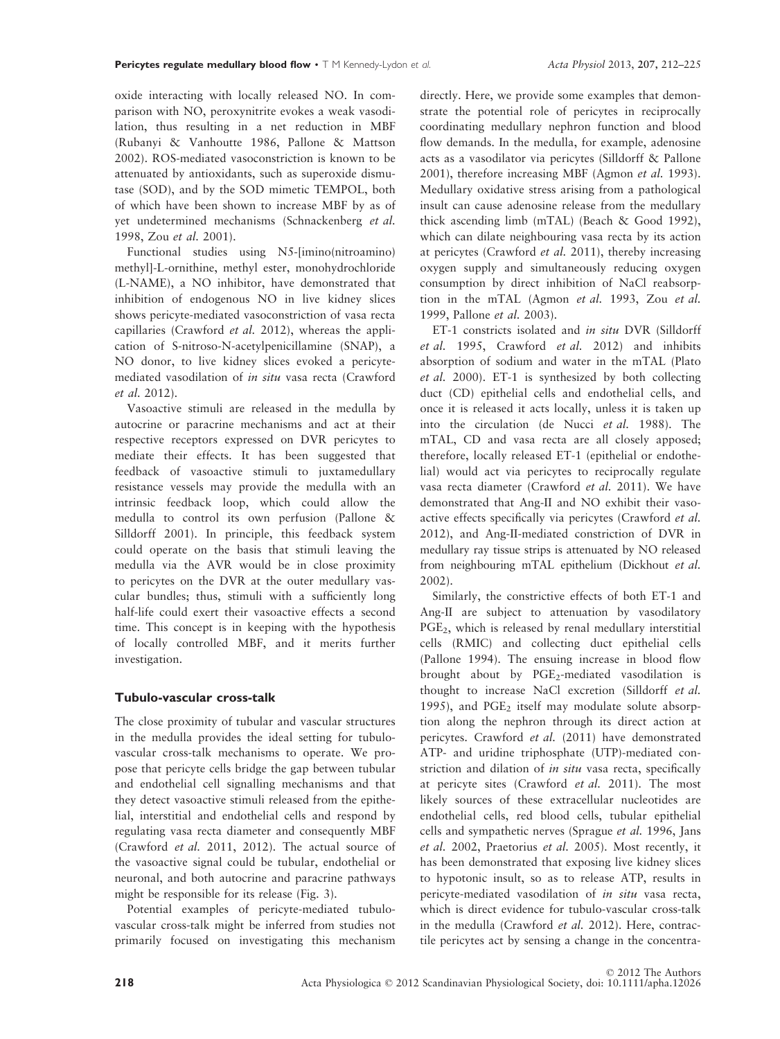oxide interacting with locally released NO. In comparison with NO, peroxynitrite evokes a weak vasodilation, thus resulting in a net reduction in MBF (Rubanyi & Vanhoutte 1986, Pallone & Mattson 2002). ROS-mediated vasoconstriction is known to be attenuated by antioxidants, such as superoxide dismutase (SOD), and by the SOD mimetic TEMPOL, both of which have been shown to increase MBF by as of yet undetermined mechanisms (Schnackenberg *et al.* 1998, Zou *et al.* 2001).

Functional studies using N5-[imino(nitroamino) methyl]-L-ornithine, methyl ester, monohydrochloride (L-NAME), a NO inhibitor, have demonstrated that inhibition of endogenous NO in live kidney slices shows pericyte-mediated vasoconstriction of vasa recta capillaries (Crawford *et al.* 2012), whereas the application of S-nitroso-N-acetylpenicillamine (SNAP), a NO donor, to live kidney slices evoked a pericyte-mediated vasodilation of *in situ* vasa recta (Crawford *et al.* 2012).

Vasoactive stimuli are released in the medulla by autocrine or paracrine mechanisms and act at their respective receptors expressed on DVR pericytes to mediate their effects. It has been suggested that feedback of vasoactive stimuli to juxtamedullary resistance vessels may provide the medulla with an intrinsic feedback loop, which could allow the medulla to control its own perfusion (Pallone & Silldorff 2001). In principle, this feedback system could operate on the basis that stimuli leaving the medulla via the AVR would be in close proximity to pericytes on the DVR at the outer medullary vascular bundles; thus, stimuli with a sufficiently long half-life could exert their vasoactive effects a second time. This concept is in keeping with the hypothesis of locally controlled MBF, and it merits further investigation.

### Tubulo-vascular cross-talk

The close proximity of tubular and vascular structures in the medulla provides the ideal setting for tubulo-vascular cross-talk mechanisms to operate. We propose that pericyte cells bridge the gap between tubular and endothelial cell signalling mechanisms and that they detect vasoactive stimuli released from the epithelial, interstitial and endothelial cells and respond by regulating vasa recta diameter and consequently MBF (Crawford *et al.* 2011, 2012). The actual source of the vasoactive signal could be tubular, endothelial or neuronal, and both autocrine and paracrine pathways might be responsible for its release (Fig. 3).

Potential examples of pericyte-mediated tubulo-vascular cross-talk might be inferred from studies not primarily focused on investigating this mechanism directly. Here, we provide some examples that demonstrate the potential role of pericytes in reciprocally coordinating medullary nephron function and blood flow demands. In the medulla, for example, adenosine acts as a vasodilator via pericytes (Silldorff & Pallone 2001), therefore increasing MBF (Agmon *et al.* 1993). Medullary oxidative stress arising from a pathological insult can cause adenosine release from the medullary thick ascending limb (mTAL) (Beach & Good 1992), which can dilate neighbouring vasa recta by its action at pericytes (Crawford *et al.* 2011), thereby increasing oxygen supply and simultaneously reducing oxygen consumption by direct inhibition of NaCl reabsorption in the mTAL (Agmon *et al.* 1993, Zou *et al.* 1999, Pallone *et al.* 2003).

ET-1 constricts isolated and *in situ* DVR (Silldorff *et al.* 1995, Crawford *et al.* 2012) and inhibits absorption of sodium and water in the mTAL (Plato *et al.* 2000). ET-1 is synthesized by both collecting duct (CD) epithelial cells and endothelial cells, and once it is released it acts locally, unless it is taken up into the circulation (de Nucci *et al.* 1988). The mTAL, CD and vasa recta are all closely apposed; therefore, locally released ET-1 (epithelial or endothelial) would act via pericytes to reciprocally regulate vasa recta diameter (Crawford *et al.* 2011). We have demonstrated that Ang-II and NO exhibit their vasoactive effects specifically via pericytes (Crawford *et al.* 2012), and Ang-II-mediated constriction of DVR in medullary ray tissue strips is attenuated by NO released from neighbouring mTAL epithelium (Dickhout *et al.* 2002).

Similarly, the constrictive effects of both ET-1 and Ang-II are subject to attenuation by vasodilatory $PGE_2$, which is released by renal medullary interstitial cells (RMIC) and collecting duct epithelial cells (Pallone 1994). The ensuing increase in blood flow brought about by $PGE_2$-mediated vasodilation is thought to increase NaCl excretion (Silldorff *et al.* 1995), and $PGE_2$ itself may modulate solute absorption along the nephron through its direct action at pericytes. Crawford *et al.* (2011) have demonstrated ATP- and uridine triphosphate (UTP)-mediated constriction and dilation of *in situ* vasa recta, specifically at pericyte sites (Crawford *et al.* 2011). The most likely sources of these extracellular nucleotides are endothelial cells, red blood cells, tubular epithelial cells and sympathetic nerves (Sprague *et al.* 1996, Jans *et al.* 2002, Praetorius *et al.* 2005). Most recently, it has been demonstrated that exposing live kidney slices to hypotonic insult, so as to release ATP, results in pericyte-mediated vasodilation of *in situ* vasa recta, which is direct evidence for tubulo-vascular cross-talk in the medulla (Crawford *et al.* 2012). Here, contractile pericytes act by sensing a change in the concentra-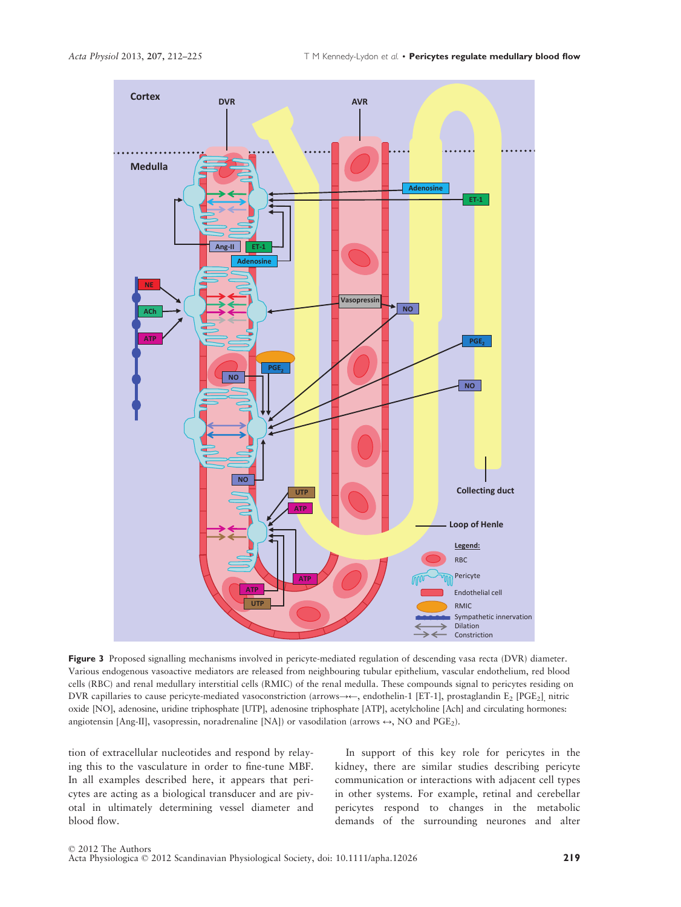**Figure 3** Proposed signalling mechanisms involved in pericyte-mediated regulation of descending vasa recta (DVR) diameter. Various endogenous vasoactive mediators are released from neighbouring tubular epithelium, vascular endothelium, red blood cells (RBC) and renal medullary interstitial cells (RMIC) of the renal medulla. These compounds signal to pericytes residing on DVR capillaries to cause pericyte-mediated vasoconstriction (arrows→←, endothelin-1 [ET-1], prostaglandin $E_2$ [$PGE_2$], nitric oxide [NO], adenosine, uridine triphosphate [UTP], adenosine triphosphate [ATP], acetylcholine [Ach] and circulating hormones: angiotensin [Ang-II], vasopressin, noradrenaline [NA]) or vasodilation (arrows ↔, NO and $PGE_2$).

tion of extracellular nucleotides and respond by relaying this to the vasculature in order to fine-tune MBF. In all examples described here, it appears that pericytes are acting as a biological transducer and are pivotal in ultimately determining vessel diameter and blood flow.

In support of this key role for pericytes in the kidney, there are similar studies describing pericyte communication or interactions with adjacent cell types in other systems. For example, retinal and cerebellar pericytes respond to changes in the metabolic demands of the surrounding neurones and alter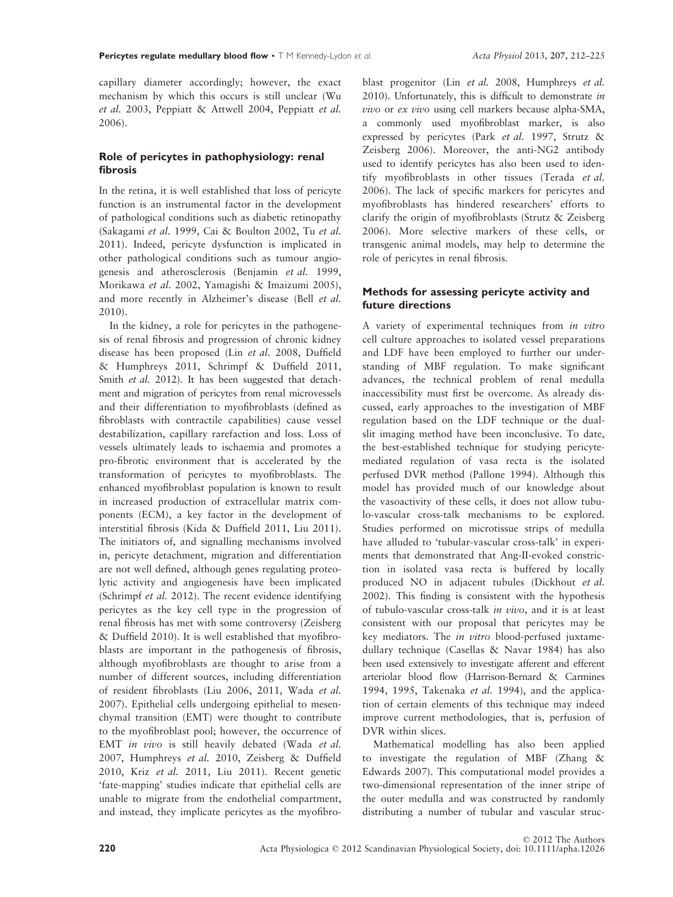capillary diameter accordingly; however, the exact mechanism by which this occurs is still unclear (Wu *et al.* 2003, Peppiatt & Attwell 2004, Peppiatt *et al.* 2006).

## Role of pericytes in pathophysiology: renal fibrosis

In the retina, it is well established that loss of pericyte function is an instrumental factor in the development of pathological conditions such as diabetic retinopathy (Sakagami *et al.* 1999, Cai & Boulton 2002, Tu *et al.* 2011). Indeed, pericyte dysfunction is implicated in other pathological conditions such as tumour angiogenesis and atherosclerosis (Benjamin *et al.* 1999, Morikawa *et al.* 2002, Yamagishi & Imaizumi 2005), and more recently in Alzheimer's disease (Bell *et al.* 2010).

In the kidney, a role for pericytes in the pathogenesis of renal fibrosis and progression of chronic kidney disease has been proposed (Lin *et al.* 2008, Duffield & Humphreys 2011, Schrimpf & Duffield 2011, Smith *et al.* 2012). It has been suggested that detachment and migration of pericytes from renal microvessels and their differentiation to myofibroblasts (defined as fibroblasts with contractile capabilities) cause vessel destabilization, capillary rarefaction and loss. Loss of vessels ultimately leads to ischaemia and promotes a pro-fibrotic environment that is accelerated by the transformation of pericytes to myofibroblasts. The enhanced myofibroblast population is known to result in increased production of extracellular matrix components (ECM), a key factor in the development of interstitial fibrosis (Kida & Duffield 2011, Liu 2011). The initiators of, and signalling mechanisms involved in, pericyte detachment, migration and differentiation are not well defined, although genes regulating proteolytic activity and angiogenesis have been implicated (Schrimpf *et al.* 2012). The recent evidence identifying pericytes as the key cell type in the progression of renal fibrosis has met with some controversy (Zeisberg & Duffield 2010). It is well established that myofibroblasts are important in the pathogenesis of fibrosis, although myofibroblasts are thought to arise from a number of different sources, including differentiation of resident fibroblasts (Liu 2006, 2011, Wada *et al.* 2007). Epithelial cells undergoing epithelial to mesenchymal transition (EMT) were thought to contribute to the myofibroblast pool; however, the occurrence of EMT *in vivo* is still heavily debated (Wada *et al.* 2007, Humphreys *et al.* 2010, Zeisberg & Duffield 2010, Kriz *et al.* 2011, Liu 2011). Recent genetic 'fate-mapping' studies indicate that epithelial cells are unable to migrate from the endothelial compartment, and instead, they implicate pericytes as the myofibroblast progenitor (Lin *et al.* 2008, Humphreys *et al.* 2010). Unfortunately, this is difficult to demonstrate *in vivo* or *ex vivo* using cell markers because alpha-SMA, a commonly used myofibroblast marker, is also expressed by pericytes (Park *et al.* 1997, Strutz & Zeisberg 2006). Moreover, the anti-NG2 antibody used to identify pericytes has also been used to identify myofibroblasts in other tissues (Terada *et al.* 2006). The lack of specific markers for pericytes and myofibroblasts has hindered researchers' efforts to clarify the origin of myofibroblasts (Strutz & Zeisberg 2006). More selective markers of these cells, or transgenic animal models, may help to determine the role of pericytes in renal fibrosis.

## Methods for assessing pericyte activity and future directions

A variety of experimental techniques from *in vitro* cell culture approaches to isolated vessel preparations and LDF have been employed to further our understanding of MBF regulation. To make significant advances, the technical problem of renal medulla inaccessibility must first be overcome. As already discussed, early approaches to the investigation of MBF regulation based on the LDF technique or the dual-slit imaging method have been inconclusive. To date, the best-established technique for studying pericyte-mediated regulation of vasa recta is the isolated perfused DVR method (Pallone 1994). Although this model has provided much of our knowledge about the vasoactivity of these cells, it does not allow tubulo-vascular cross-talk mechanisms to be explored. Studies performed on microtissue strips of medulla have alluded to 'tubular-vascular cross-talk' in experiments that demonstrated that Ang-II-evoked constriction in isolated vasa recta is buffered by locally produced NO in adjacent tubules (Dickhout *et al.* 2002). This finding is consistent with the hypothesis of tubulo-vascular cross-talk *in vivo*, and it is at least consistent with our proposal that pericytes may be key mediators. The *in vitro* blood-perfused juxtamedullary technique (Casellas & Navar 1984) has also been used extensively to investigate afferent and efferent arteriolar blood flow (Harrison-Bernard & Carmines 1994, 1995, Takenaka *et al.* 1994), and the application of certain elements of this technique may indeed improve current methodologies, that is, perfusion of DVR within slices.

Mathematical modelling has also been applied to investigate the regulation of MBF (Zhang & Edwards 2007). This computational model provides a two-dimensional representation of the inner stripe of the outer medulla and was constructed by randomly distributing a number of tubular and vascular struc-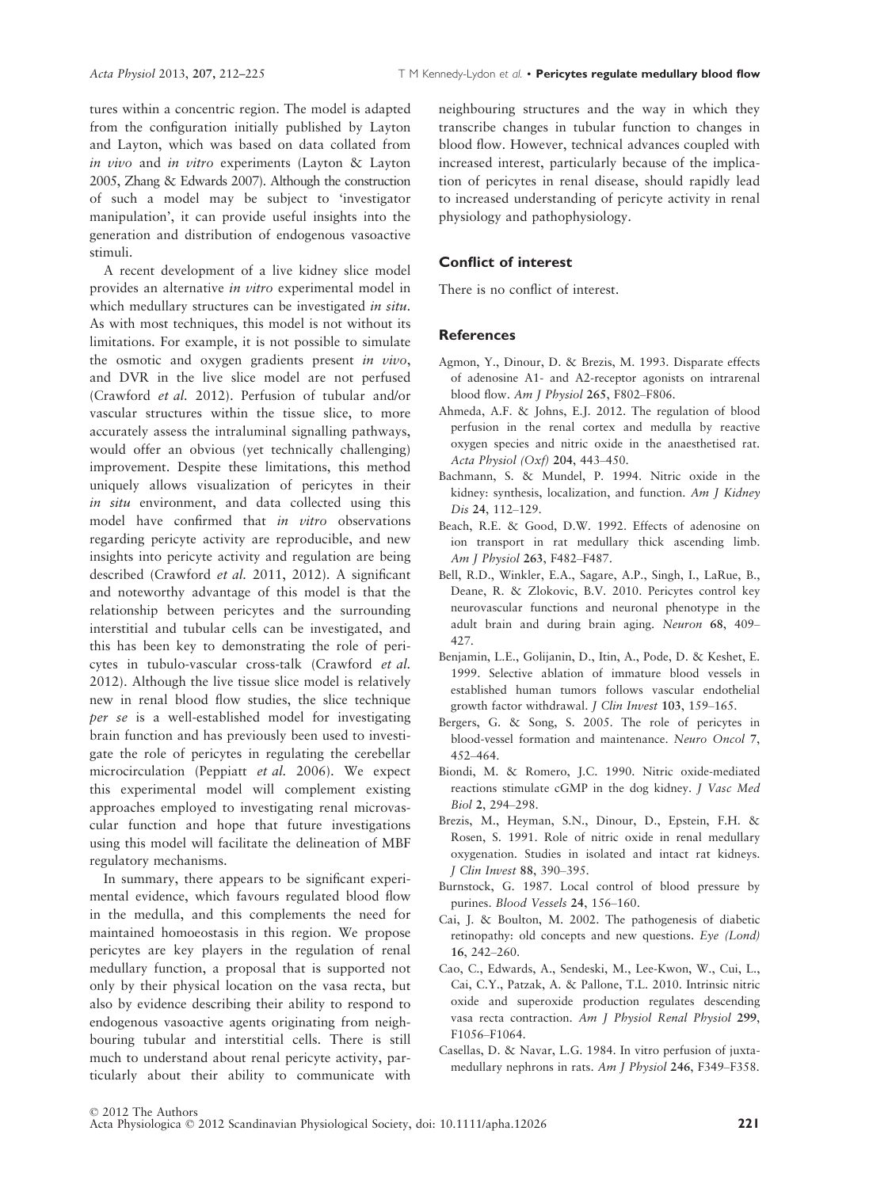tures within a concentric region. The model is adapted from the configuration initially published by Layton and Layton, which was based on data collated from *in vivo* and *in vitro* experiments (Layton & Layton 2005, Zhang & Edwards 2007). Although the construction of such a model may be subject to 'investigator manipulation', it can provide useful insights into the generation and distribution of endogenous vasoactive stimuli.

A recent development of a live kidney slice model provides an alternative *in vitro* experimental model in which medullary structures can be investigated *in situ*. As with most techniques, this model is not without its limitations. For example, it is not possible to simulate the osmotic and oxygen gradients present *in vivo*, and DVR in the live slice model are not perfused (Crawford *et al.* 2012). Perfusion of tubular and/or vascular structures within the tissue slice, to more accurately assess the intraluminal signalling pathways, would offer an obvious (yet technically challenging) improvement. Despite these limitations, this method uniquely allows visualization of pericytes in their *in situ* environment, and data collected using this model have confirmed that *in vitro* observations regarding pericyte activity are reproducible, and new insights into pericyte activity and regulation are being described (Crawford *et al.* 2011, 2012). A significant and noteworthy advantage of this model is that the relationship between pericytes and the surrounding interstitial and tubular cells can be investigated, and this has been key to demonstrating the role of pericytes in tubulo-vascular cross-talk (Crawford *et al.* 2012). Although the live tissue slice model is relatively new in renal blood flow studies, the slice technique *per se* is a well-established model for investigating brain function and has previously been used to investigate the role of pericytes in regulating the cerebellar microcirculation (Peppiatt *et al.* 2006). We expect this experimental model will complement existing approaches employed to investigating renal microvascular function and hope that future investigations using this model will facilitate the delineation of MBF regulatory mechanisms.

In summary, there appears to be significant experimental evidence, which favours regulated blood flow in the medulla, and this complements the need for maintained homoeostasis in this region. We propose pericytes are key players in the regulation of renal medullary function, a proposal that is supported not only by their physical location on the vasa recta, but also by evidence describing their ability to respond to endogenous vasoactive agents originating from neighbouring tubular and interstitial cells. There is still much to understand about renal pericyte activity, particularly about their ability to communicate with neighbouring structures and the way in which they transcribe changes in tubular function to changes in blood flow. However, technical advances coupled with increased interest, particularly because of the implication of pericytes in renal disease, should rapidly lead to increased understanding of pericyte activity in renal physiology and pathophysiology.

## Conflict of interest

There is no conflict of interest.

## References

Agmon, Y., Dinour, D. & Brezis, M. 1993. Disparate effects of adenosine A1- and A2-receptor agonists on intrarenal blood flow. *Am J Physiol* **265**, F802–F806.

Ahmeda, A.F. & Johns, E.J. 2012. The regulation of blood perfusion in the renal cortex and medulla by reactive oxygen species and nitric oxide in the anaesthetised rat. *Acta Physiol (Oxf)* **204**, 443–450.

Bachmann, S. & Mundel, P. 1994. Nitric oxide in the kidney: synthesis, localization, and function. *Am J Kidney Dis* **24**, 112–129.

Beach, R.E. & Good, D.W. 1992. Effects of adenosine on ion transport in rat medullary thick ascending limb. *Am J Physiol* **263**, F482–F487.

Bell, R.D., Winkler, E.A., Sagare, A.P., Singh, I., LaRue, B., Deane, R. & Zlokovic, B.V. 2010. Pericytes control key neurovascular functions and neuronal phenotype in the adult brain and during brain aging. *Neuron* **68**, 409–427.

Benjamin, L.E., Golijanin, D., Itin, A., Pode, D. & Keshet, E. 1999. Selective ablation of immature blood vessels in established human tumors follows vascular endothelial growth factor withdrawal. *J Clin Invest* **103**, 159–165.

Bergers, G. & Song, S. 2005. The role of pericytes in blood-vessel formation and maintenance. *Neuro Oncol* **7**, 452–464.

Biondi, M. & Romero, J.C. 1990. Nitric oxide-mediated reactions stimulate cGMP in the dog kidney. *J Vasc Med Biol* **2**, 294–298.

Brezis, M., Heyman, S.N., Dinour, D., Epstein, F.H. & Rosen, S. 1991. Role of nitric oxide in renal medullary oxygenation. Studies in isolated and intact rat kidneys. *J Clin Invest* **88**, 390–395.

Burnstock, G. 1987. Local control of blood pressure by purines. *Blood Vessels* **24**, 156–160.

Cai, J. & Boulton, M. 2002. The pathogenesis of diabetic retinopathy: old concepts and new questions. *Eye (Lond)* **16**, 242–260.

Cao, C., Edwards, A., Sendeski, M., Lee-Kwon, W., Cui, L., Cai, C.Y., Patzak, A. & Pallone, T.L. 2010. Intrinsic nitric oxide and superoxide production regulates descending vasa recta contraction. *Am J Physiol Renal Physiol* **299**, F1056–F1064.

Casellas, D. & Navar, L.G. 1984. In vitro perfusion of juxtamedullary nephrons in rats. *Am J Physiol* **246**, F349–F358.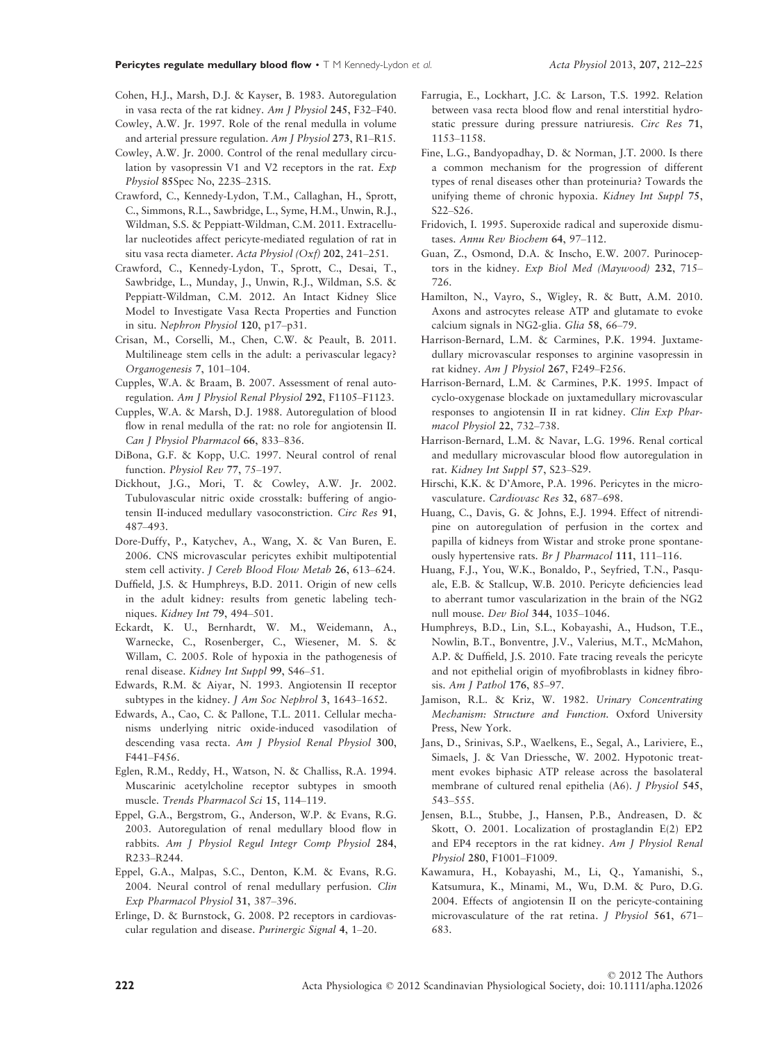Cohen, H.J., Marsh, D.J. & Kayser, B. 1983. Autoregulation in vasa recta of the rat kidney. *Am J Physiol* 245, F32–F40.

Cowley, A.W. Jr. 1997. Role of the renal medulla in volume and arterial pressure regulation. *Am J Physiol* 273, R1–R15.

Cowley, A.W. Jr. 2000. Control of the renal medullary circulation by vasopressin V1 and V2 receptors in the rat. *Exp Physiol* 85Spec No, 223S–231S.

Crawford, C., Kennedy-Lydon, T.M., Callaghan, H., Sprott, C., Simmons, R.L., Sawbridge, L., Syme, H.M., Unwin, R.J., Wildman, S.S. & Peppiatt-Wildman, C.M. 2011. Extracellular nucleotides affect pericyte-mediated regulation of rat in situ vasa recta diameter. *Acta Physiol (Oxf)* 202, 241–251.

Crawford, C., Kennedy-Lydon, T., Sprott, C., Desai, T., Sawbridge, L., Munday, J., Unwin, R.J., Wildman, S.S. & Peppiatt-Wildman, C.M. 2012. An Intact Kidney Slice Model to Investigate Vasa Recta Properties and Function in situ. *Nephron Physiol* 120, p17–p31.

Crisan, M., Corselli, M., Chen, C.W. & Peault, B. 2011. Multilineage stem cells in the adult: a perivascular legacy? *Organogenesis* 7, 101–104.

Cupples, W.A. & Braam, B. 2007. Assessment of renal autoregulation. *Am J Physiol Renal Physiol* 292, F1105–F1123.

Cupples, W.A. & Marsh, D.J. 1988. Autoregulation of blood flow in renal medulla of the rat: no role for angiotensin II. *Can J Physiol Pharmacol* 66, 833–836.

DiBona, G.F. & Kopp, U.C. 1997. Neural control of renal function. *Physiol Rev* 77, 75–197.

Dickhout, J.G., Mori, T. & Cowley, A.W. Jr. 2002. Tubulovascular nitric oxide crosstalk: buffering of angiotensin II-induced medullary vasoconstriction. *Circ Res* 91, 487–493.

Dore-Duffy, P., Katychev, A., Wang, X. & Van Buren, E. 2006. CNS microvascular pericytes exhibit multipotential stem cell activity. *J Cereb Blood Flow Metab* 26, 613–624.

Duffield, J.S. & Humphreys, B.D. 2011. Origin of new cells in the adult kidney: results from genetic labeling techniques. *Kidney Int* 79, 494–501.

Eckardt, K. U., Bernhardt, W. M., Weidemann, A., Warnecke, C., Rosenberger, C., Wiesener, M. S. & Willam, C. 2005. Role of hypoxia in the pathogenesis of renal disease. *Kidney Int Suppl* 99, S46–51.

Edwards, R.M. & Aiyar, N. 1993. Angiotensin II receptor subtypes in the kidney. *J Am Soc Nephrol* 3, 1643–1652.

Edwards, A., Cao, C. & Pallone, T.L. 2011. Cellular mechanisms underlying nitric oxide-induced vasodilation of descending vasa recta. *Am J Physiol Renal Physiol* 300, F441–F456.

Eglen, R.M., Reddy, H., Watson, N. & Challiss, R.A. 1994. Muscarinic acetylcholine receptor subtypes in smooth muscle. *Trends Pharmacol Sci* 15, 114–119.

Eppel, G.A., Bergstrom, G., Anderson, W.P. & Evans, R.G. 2003. Autoregulation of renal medullary blood flow in rabbits. *Am J Physiol Regul Integr Comp Physiol* 284, R233–R244.

Eppel, G.A., Malpas, S.C., Denton, K.M. & Evans, R.G. 2004. Neural control of renal medullary perfusion. *Clin Exp Pharmacol Physiol* 31, 387–396.

Erlinge, D. & Burnstock, G. 2008. P2 receptors in cardiovascular regulation and disease. *Purinergic Signal* 4, 1–20.

Farrugia, E., Lockhart, J.C. & Larson, T.S. 1992. Relation between vasa recta blood flow and renal interstitial hydrostatic pressure during pressure natriuresis. *Circ Res* 71, 1153–1158.

Fine, L.G., Bandyopadhay, D. & Norman, J.T. 2000. Is there a common mechanism for the progression of different types of renal diseases other than proteinuria? Towards the unifying theme of chronic hypoxia. *Kidney Int Suppl* 75, S22–S26.

Fridovich, I. 1995. Superoxide radical and superoxide dismutases. *Annu Rev Biochem* 64, 97–112.

Guan, Z., Osmond, D.A. & Inscho, E.W. 2007. Purinoceptors in the kidney. *Exp Biol Med (Maywood)* 232, 715–726.

Hamilton, N., Vayro, S., Wigley, R. & Butt, A.M. 2010. Axons and astrocytes release ATP and glutamate to evoke calcium signals in NG2-glia. *Glia* 58, 66–79.

Harrison-Bernard, L.M. & Carmines, P.K. 1994. Juxtamedullary microvascular responses to arginine vasopressin in rat kidney. *Am J Physiol* 267, F249–F256.

Harrison-Bernard, L.M. & Carmines, P.K. 1995. Impact of cyclo-oxygenase blockade on juxtamedullary microvascular responses to angiotensin II in rat kidney. *Clin Exp Pharmacol Physiol* 22, 732–738.

Harrison-Bernard, L.M. & Navar, L.G. 1996. Renal cortical and medullary microvascular blood flow autoregulation in rat. *Kidney Int Suppl* 57, S23–S29.

Hirschi, K.K. & D'Amore, P.A. 1996. Pericytes in the microvasculature. *Cardiovasc Res* 32, 687–698.

Huang, C., Davis, G. & Johns, E.J. 1994. Effect of nitrendipine on autoregulation of perfusion in the cortex and papilla of kidneys from Wistar and stroke prone spontaneously hypertensive rats. *Br J Pharmacol* 111, 111–116.

Huang, F.J., You, W.K., Bonaldo, P., Seyfried, T.N., Pasquale, E.B. & Stallcup, W.B. 2010. Pericyte deficiencies lead to aberrant tumor vascularization in the brain of the NG2 null mouse. *Dev Biol* 344, 1035–1046.

Humphreys, B.D., Lin, S.L., Kobayashi, A., Hudson, T.E., Nowlin, B.T., Bonventre, J.V., Valerius, M.T., McMahon, A.P. & Duffield, J.S. 2010. Fate tracing reveals the pericyte and not epithelial origin of myofibroblasts in kidney fibrosis. *Am J Pathol* 176, 85–97.

Jamison, R.L. & Kriz, W. 1982. *Urinary Concentrating Mechanism: Structure and Function.* Oxford University Press, New York.

Jans, D., Srinivas, S.P., Waelkens, E., Segal, A., Lariviere, E., Simaels, J. & Van Driessche, W. 2002. Hypotonic treatment evokes biphasic ATP release across the basolateral membrane of cultured renal epithelia (A6). *J Physiol* 545, 543–555.

Jensen, B.L., Stubbe, J., Hansen, P.B., Andreasen, D. & Skott, O. 2001. Localization of prostaglandin E(2) EP2 and EP4 receptors in the rat kidney. *Am J Physiol Renal Physiol* 280, F1001–F1009.

Kawamura, H., Kobayashi, M., Li, Q., Yamanishi, S., Katsumura, K., Minami, M., Wu, D.M. & Puro, D.G. 2004. Effects of angiotensin II on the pericyte-containing microvasculature of the rat retina. *J Physiol* 561, 671–683.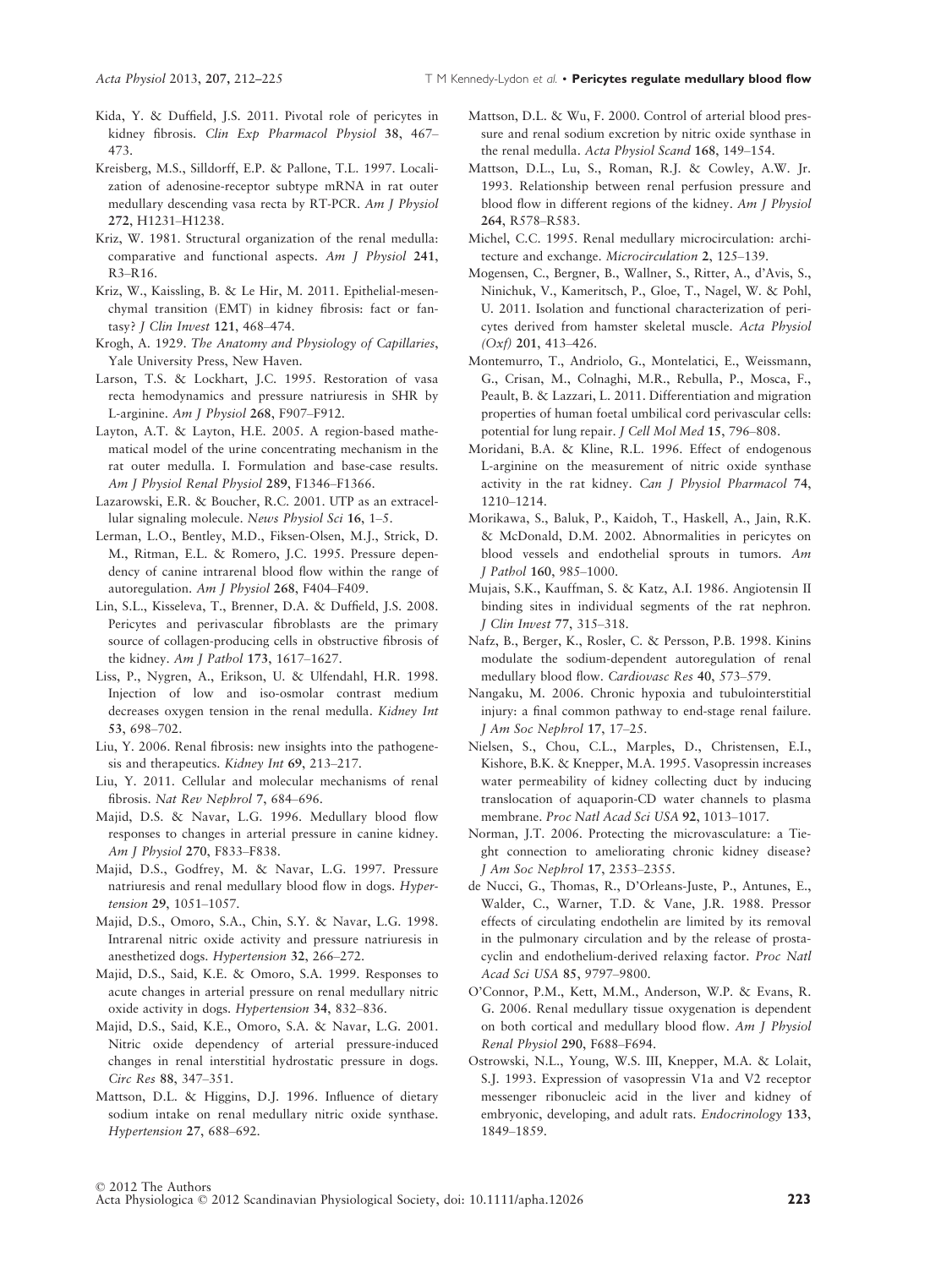Kida, Y. & Duffield, J.S. 2011. Pivotal role of pericytes in kidney fibrosis. *Clin Exp Pharmacol Physiol* 38, 467–473.

Kreisberg, M.S., Silldorff, E.P. & Pallone, T.L. 1997. Localization of adenosine-receptor subtype mRNA in rat outer medullary descending vasa recta by RT-PCR. *Am J Physiol* 272, H1231–H1238.

Kriz, W. 1981. Structural organization of the renal medulla: comparative and functional aspects. *Am J Physiol* 241, R3–R16.

Kriz, W., Kaissling, B. & Le Hir, M. 2011. Epithelial-mesenchymal transition (EMT) in kidney fibrosis: fact or fantasy? *J Clin Invest* 121, 468–474.

Krogh, A. 1929. *The Anatomy and Physiology of Capillaries*, Yale University Press, New Haven.

Larson, T.S. & Lockhart, J.C. 1995. Restoration of vasa recta hemodynamics and pressure natriuresis in SHR by L-arginine. *Am J Physiol* 268, F907–F912.

Layton, A.T. & Layton, H.E. 2005. A region-based mathematical model of the urine concentrating mechanism in the rat outer medulla. I. Formulation and base-case results. *Am J Physiol Renal Physiol* 289, F1346–F1366.

Lazarowski, E.R. & Boucher, R.C. 2001. UTP as an extracellular signaling molecule. *News Physiol Sci* 16, 1–5.

Lerman, L.O., Bentley, M.D., Fiksen-Olsen, M.J., Strick, D. M., Ritman, E.L. & Romero, J.C. 1995. Pressure dependency of canine intrarenal blood flow within the range of autoregulation. *Am J Physiol* 268, F404–F409.

Lin, S.L., Kisseleva, T., Brenner, D.A. & Duffield, J.S. 2008. Pericytes and perivascular fibroblasts are the primary source of collagen-producing cells in obstructive fibrosis of the kidney. *Am J Pathol* 173, 1617–1627.

Liss, P., Nygren, A., Erikson, U. & Ulfendahl, H.R. 1998. Injection of low and iso-osmolar contrast medium decreases oxygen tension in the renal medulla. *Kidney Int* 53, 698–702.

Liu, Y. 2006. Renal fibrosis: new insights into the pathogenesis and therapeutics. *Kidney Int* 69, 213–217.

Liu, Y. 2011. Cellular and molecular mechanisms of renal fibrosis. *Nat Rev Nephrol* 7, 684–696.

Majid, D.S. & Navar, L.G. 1996. Medullary blood flow responses to changes in arterial pressure in canine kidney. *Am J Physiol* 270, F833–F838.

Majid, D.S., Godfrey, M. & Navar, L.G. 1997. Pressure natriuresis and renal medullary blood flow in dogs. *Hypertension* 29, 1051–1057.

Majid, D.S., Omoro, S.A., Chin, S.Y. & Navar, L.G. 1998. Intrarenal nitric oxide activity and pressure natriuresis in anesthetized dogs. *Hypertension* 32, 266–272.

Majid, D.S., Said, K.E. & Omoro, S.A. 1999. Responses to acute changes in arterial pressure on renal medullary nitric oxide activity in dogs. *Hypertension* 34, 832–836.

Majid, D.S., Said, K.E., Omoro, S.A. & Navar, L.G. 2001. Nitric oxide dependency of arterial pressure-induced changes in renal interstitial hydrostatic pressure in dogs. *Circ Res* 88, 347–351.

Mattson, D.L. & Higgins, D.J. 1996. Influence of dietary sodium intake on renal medullary nitric oxide synthase. *Hypertension* 27, 688–692.

Mattson, D.L. & Wu, F. 2000. Control of arterial blood pressure and renal sodium excretion by nitric oxide synthase in the renal medulla. *Acta Physiol Scand* 168, 149–154.

Mattson, D.L., Lu, S., Roman, R.J. & Cowley, A.W. Jr. 1993. Relationship between renal perfusion pressure and blood flow in different regions of the kidney. *Am J Physiol* 264, R578–R583.

Michel, C.C. 1995. Renal medullary microcirculation: architecture and exchange. *Microcirculation* 2, 125–139.

Mogensen, C., Bergner, B., Wallner, S., Ritter, A., d'Avis, S., Ninichuk, V., Kameritsch, P., Gloe, T., Nagel, W. & Pohl, U. 2011. Isolation and functional characterization of pericytes derived from hamster skeletal muscle. *Acta Physiol (Oxf)* 201, 413–426.

Montemurro, T., Andriolo, G., Montelatici, E., Weissmann, G., Crisan, M., Colnaghi, M.R., Rebulla, P., Mosca, F., Peault, B. & Lazzari, L. 2011. Differentiation and migration properties of human foetal umbilical cord perivascular cells: potential for lung repair. *J Cell Mol Med* 15, 796–808.

Moridani, B.A. & Kline, R.L. 1996. Effect of endogenous L-arginine on the measurement of nitric oxide synthase activity in the rat kidney. *Can J Physiol Pharmacol* 74, 1210–1214.

Morikawa, S., Baluk, P., Kaidoh, T., Haskell, A., Jain, R.K. & McDonald, D.M. 2002. Abnormalities in pericytes on blood vessels and endothelial sprouts in tumors. *Am J Pathol* 160, 985–1000.

Mujais, S.K., Kauffman, S. & Katz, A.I. 1986. Angiotensin II binding sites in individual segments of the rat nephron. *J Clin Invest* 77, 315–318.

Nafz, B., Berger, K., Rosler, C. & Persson, P.B. 1998. Kinins modulate the sodium-dependent autoregulation of renal medullary blood flow. *Cardiovasc Res* 40, 573–579.

Nangaku, M. 2006. Chronic hypoxia and tubulointerstitial injury: a final common pathway to end-stage renal failure. *J Am Soc Nephrol* 17, 17–25.

Nielsen, S., Chou, C.L., Marples, D., Christensen, E.I., Kishore, B.K. & Knepper, M.A. 1995. Vasopressin increases water permeability of kidney collecting duct by inducing translocation of aquaporin-CD water channels to plasma membrane. *Proc Natl Acad Sci USA* 92, 1013–1017.

Norman, J.T. 2006. Protecting the microvasculature: a Tie-ght connection to ameliorating chronic kidney disease? *J Am Soc Nephrol* 17, 2353–2355.

de Nucci, G., Thomas, R., D'Orleans-Juste, P., Antunes, E., Walder, C., Warner, T.D. & Vane, J.R. 1988. Pressor effects of circulating endothelin are limited by its removal in the pulmonary circulation and by the release of prostacyclin and endothelium-derived relaxing factor. *Proc Natl Acad Sci USA* 85, 9797–9800.

O'Connor, P.M., Kett, M.M., Anderson, W.P. & Evans, R. G. 2006. Renal medullary tissue oxygenation is dependent on both cortical and medullary blood flow. *Am J Physiol Renal Physiol* 290, F688–F694.

Ostrowski, N.L., Young, W.S. III, Knepper, M.A. & Lolait, S.J. 1993. Expression of vasopressin V1a and V2 receptor messenger ribonucleic acid in the liver and kidney of embryonic, developing, and adult rats. *Endocrinology* 133, 1849–1859.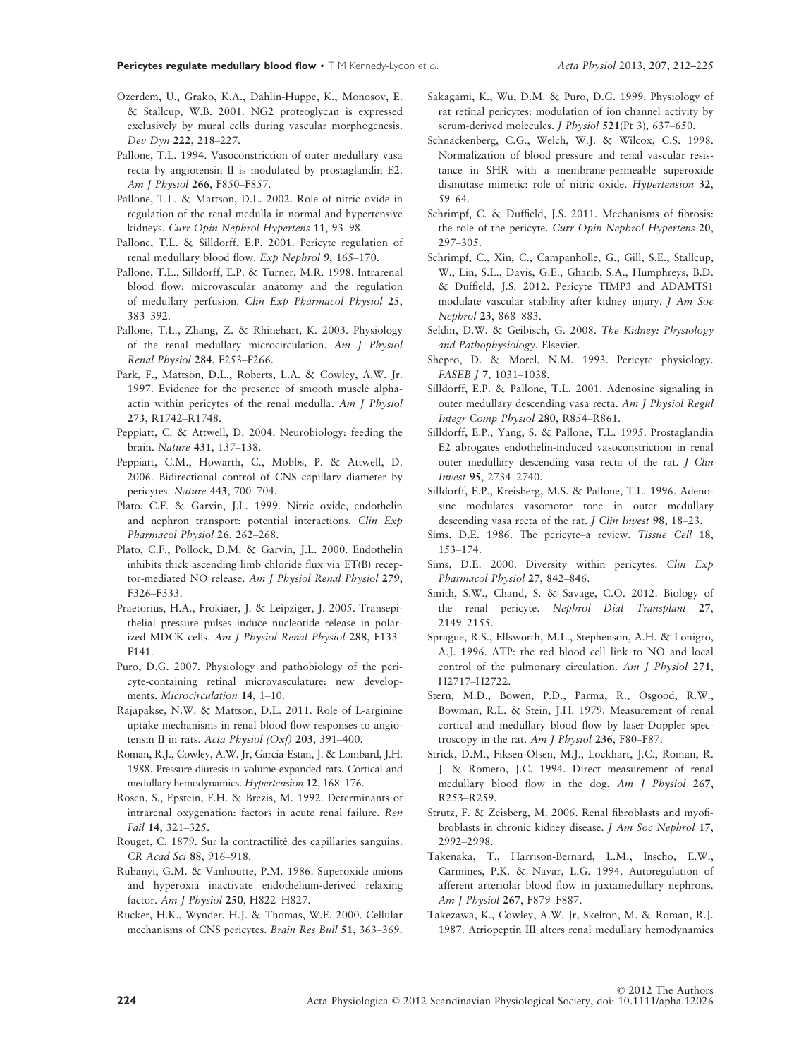Ozerdem, U., Grako, K.A., Dahlin-Huppe, K., Monosov, E. & Stallcup, W.B. 2001. NG2 proteoglycan is expressed exclusively by mural cells during vascular morphogenesis. *Dev Dyn* **222**, 218–227.

Pallone, T.L. 1994. Vasoconstriction of outer medullary vasa recta by angiotensin II is modulated by prostaglandin E2. *Am J Physiol* **266**, F850–F857.

Pallone, T.L. & Mattson, D.L. 2002. Role of nitric oxide in regulation of the renal medulla in normal and hypertensive kidneys. *Curr Opin Nephrol Hypertens* **11**, 93–98.

Pallone, T.L. & Silldorff, E.P. 2001. Pericyte regulation of renal medullary blood flow. *Exp Nephrol* **9**, 165–170.

Pallone, T.L., Silldorff, E.P. & Turner, M.R. 1998. Intrarenal blood flow: microvascular anatomy and the regulation of medullary perfusion. *Clin Exp Pharmacol Physiol* **25**, 383–392.

Pallone, T.L., Zhang, Z. & Rhinehart, K. 2003. Physiology of the renal medullary microcirculation. *Am J Physiol Renal Physiol* **284**, F253–F266.

Park, F., Mattson, D.L., Roberts, L.A. & Cowley, A.W. Jr. 1997. Evidence for the presence of smooth muscle alpha-actin within pericytes of the renal medulla. *Am J Physiol* **273**, R1742–R1748.

Peppiatt, C. & Attwell, D. 2004. Neurobiology: feeding the brain. *Nature* **431**, 137–138.

Peppiatt, C.M., Howarth, C., Mobbs, P. & Attwell, D. 2006. Bidirectional control of CNS capillary diameter by pericytes. *Nature* **443**, 700–704.

Plato, C.F. & Garvin, J.L. 1999. Nitric oxide, endothelin and nephron transport: potential interactions. *Clin Exp Pharmacol Physiol* **26**, 262–268.

Plato, C.F., Pollock, D.M. & Garvin, J.L. 2000. Endothelin inhibits thick ascending limb chloride flux via ET(B) receptor-mediated NO release. *Am J Physiol Renal Physiol* **279**, F326–F333.

Praetorius, H.A., Frokiaer, J. & Leipziger, J. 2005. Transepithelial pressure pulses induce nucleotide release in polarized MDCK cells. *Am J Physiol Renal Physiol* **288**, F133–F141.

Puro, D.G. 2007. Physiology and pathobiology of the pericyte-containing retinal microvasculature: new developments. *Microcirculation* **14**, 1–10.

Rajapakse, N.W. & Mattson, D.L. 2011. Role of L-arginine uptake mechanisms in renal blood flow responses to angiotensin II in rats. *Acta Physiol (Oxf)* **203**, 391–400.

Roman, R.J., Cowley, A.W. Jr, Garcia-Estan, J. & Lombard, J.H. 1988. Pressure-diuresis in volume-expanded rats. Cortical and medullary hemodynamics. *Hypertension* **12**, 168–176.

Rosen, S., Epstein, F.H. & Brezis, M. 1992. Determinants of intrarenal oxygenation: factors in acute renal failure. *Ren Fail* **14**, 321–325.

Rouget, C. 1879. Sur la contractilité des capillaries sanguins. *CR Acad Sci* **88**, 916–918.

Rubanyi, G.M. & Vanhoutte, P.M. 1986. Superoxide anions and hyperoxia inactivate endothelium-derived relaxing factor. *Am J Physiol* **250**, H822–H827.

Rucker, H.K., Wynder, H.J. & Thomas, W.E. 2000. Cellular mechanisms of CNS pericytes. *Brain Res Bull* **51**, 363–369.

Sakagami, K., Wu, D.M. & Puro, D.G. 1999. Physiology of rat retinal pericytes: modulation of ion channel activity by serum-derived molecules. *J Physiol* **521**(Pt 3), 637–650.

Schnackenberg, C.G., Welch, W.J. & Wilcox, C.S. 1998. Normalization of blood pressure and renal vascular resistance in SHR with a membrane-permeable superoxide dismutase mimetic: role of nitric oxide. *Hypertension* **32**, 59–64.

Schrimpf, C. & Duffield, J.S. 2011. Mechanisms of fibrosis: the role of the pericyte. *Curr Opin Nephrol Hypertens* **20**, 297–305.

Schrimpf, C., Xin, C., Campanholle, G., Gill, S.E., Stallcup, W., Lin, S.L., Davis, G.E., Gharib, S.A., Humphreys, B.D. & Duffield, J.S. 2012. Pericyte TIMP3 and ADAMTS1 modulate vascular stability after kidney injury. *J Am Soc Nephrol* **23**, 868–883.

Seldin, D.W. & Geibisch, G. 2008. *The Kidney: Physiology and Pathophysiology*. Elsevier.

Shepro, D. & Morel, N.M. 1993. Pericyte physiology. *FASEB J* **7**, 1031–1038.

Silldorff, E.P. & Pallone, T.L. 2001. Adenosine signaling in outer medullary descending vasa recta. *Am J Physiol Regul Integr Comp Physiol* **280**, R854–R861.

Silldorff, E.P., Yang, S. & Pallone, T.L. 1995. Prostaglandin E2 abrogates endothelin-induced vasoconstriction in renal outer medullary descending vasa recta of the rat. *J Clin Invest* **95**, 2734–2740.

Silldorff, E.P., Kreisberg, M.S. & Pallone, T.L. 1996. Adenosine modulates vasomotor tone in outer medullary descending vasa recta of the rat. *J Clin Invest* **98**, 18–23.

Sims, D.E. 1986. The pericyte–a review. *Tissue Cell* **18**, 153–174.

Sims, D.E. 2000. Diversity within pericytes. *Clin Exp Pharmacol Physiol* **27**, 842–846.

Smith, S.W., Chand, S. & Savage, C.O. 2012. Biology of the renal pericyte. *Nephrol Dial Transplant* **27**, 2149–2155.

Sprague, R.S., Ellsworth, M.L., Stephenson, A.H. & Lonigro, A.J. 1996. ATP: the red blood cell link to NO and local control of the pulmonary circulation. *Am J Physiol* **271**, H2717–H2722.

Stern, M.D., Bowen, P.D., Parma, R., Osgood, R.W., Bowman, R.L. & Stein, J.H. 1979. Measurement of renal cortical and medullary blood flow by laser-Doppler spectroscopy in the rat. *Am J Physiol* **236**, F80–F87.

Strick, D.M., Fiksen-Olsen, M.J., Lockhart, J.C., Roman, R. J. & Romero, J.C. 1994. Direct measurement of renal medullary blood flow in the dog. *Am J Physiol* **267**, R253–R259.

Strutz, F. & Zeisberg, M. 2006. Renal fibroblasts and myofibroblasts in chronic kidney disease. *J Am Soc Nephrol* **17**, 2992–2998.

Takenaka, T., Harrison-Bernard, L.M., Inscho, E.W., Carmines, P.K. & Navar, L.G. 1994. Autoregulation of afferent arteriolar blood flow in juxtamedullary nephrons. *Am J Physiol* **267**, F879–F887.

Takezawa, K., Cowley, A.W. Jr, Skelton, M. & Roman, R.J. 1987. Atriopeptin III alters renal medullary hemodynamics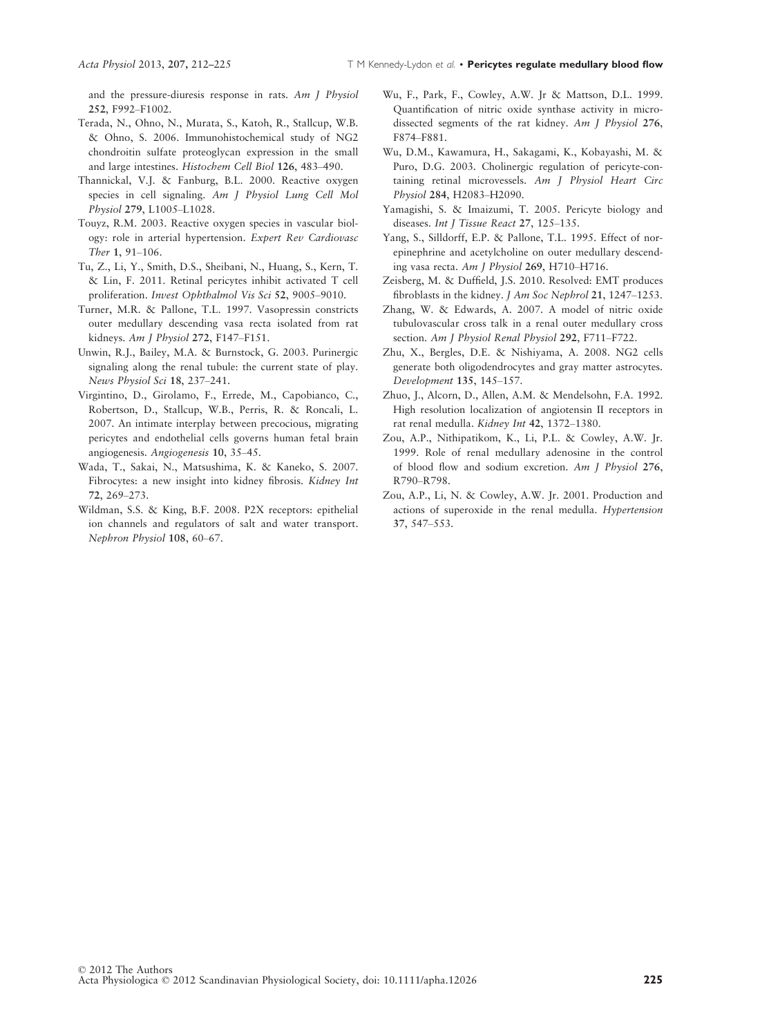and the pressure-diuresis response in rats. *Am J Physiol* **252**, F992–F1002.

Terada, N., Ohno, N., Murata, S., Katoh, R., Stallcup, W.B. & Ohno, S. 2006. Immunohistochemical study of NG2 chondroitin sulfate proteoglycan expression in the small and large intestines. *Histochem Cell Biol* **126**, 483–490.

Thannickal, V.J. & Fanburg, B.L. 2000. Reactive oxygen species in cell signaling. *Am J Physiol Lung Cell Mol Physiol* **279**, L1005–L1028.

Touyz, R.M. 2003. Reactive oxygen species in vascular biology: role in arterial hypertension. *Expert Rev Cardiovasc Ther* **1**, 91–106.

Tu, Z., Li, Y., Smith, D.S., Sheibani, N., Huang, S., Kern, T. & Lin, F. 2011. Retinal pericytes inhibit activated T cell proliferation. *Invest Ophthalmol Vis Sci* **52**, 9005–9010.

Turner, M.R. & Pallone, T.L. 1997. Vasopressin constricts outer medullary descending vasa recta isolated from rat kidneys. *Am J Physiol* **272**, F147–F151.

Unwin, R.J., Bailey, M.A. & Burnstock, G. 2003. Purinergic signaling along the renal tubule: the current state of play. *News Physiol Sci* **18**, 237–241.

Virgintino, D., Girolamo, F., Errede, M., Capobianco, C., Robertson, D., Stallcup, W.B., Perris, R. & Roncali, L. 2007. An intimate interplay between precocious, migrating pericytes and endothelial cells governs human fetal brain angiogenesis. *Angiogenesis* **10**, 35–45.

Wada, T., Sakai, N., Matsushima, K. & Kaneko, S. 2007. Fibrocytes: a new insight into kidney fibrosis. *Kidney Int* **72**, 269–273.

Wildman, S.S. & King, B.F. 2008. P2X receptors: epithelial ion channels and regulators of salt and water transport. *Nephron Physiol* **108**, 60–67.

Wu, F., Park, F., Cowley, A.W. Jr & Mattson, D.L. 1999. Quantification of nitric oxide synthase activity in microdissected segments of the rat kidney. *Am J Physiol* **276**, F874–F881.

Wu, D.M., Kawamura, H., Sakagami, K., Kobayashi, M. & Puro, D.G. 2003. Cholinergic regulation of pericyte-containing retinal microvessels. *Am J Physiol Heart Circ Physiol* **284**, H2083–H2090.

Yamagishi, S. & Imaizumi, T. 2005. Pericyte biology and diseases. *Int J Tissue React* **27**, 125–135.

Yang, S., Silldorff, E.P. & Pallone, T.L. 1995. Effect of norepinephrine and acetylcholine on outer medullary descending vasa recta. *Am J Physiol* **269**, H710–H716.

Zeisberg, M. & Duffield, J.S. 2010. Resolved: EMT produces fibroblasts in the kidney. *J Am Soc Nephrol* **21**, 1247–1253.

Zhang, W. & Edwards, A. 2007. A model of nitric oxide tubulovascular cross talk in a renal outer medullary cross section. *Am J Physiol Renal Physiol* **292**, F711–F722.

Zhu, X., Bergles, D.E. & Nishiyama, A. 2008. NG2 cells generate both oligodendrocytes and gray matter astrocytes. *Development* **135**, 145–157.

Zhuo, J., Alcorn, D., Allen, A.M. & Mendelsohn, F.A. 1992. High resolution localization of angiotensin II receptors in rat renal medulla. *Kidney Int* **42**, 1372–1380.

Zou, A.P., Nithipatikom, K., Li, P.L. & Cowley, A.W. Jr. 1999. Role of renal medullary adenosine in the control of blood flow and sodium excretion. *Am J Physiol* **276**, R790–R798.

Zou, A.P., Li, N. & Cowley, A.W. Jr. 2001. Production and actions of superoxide in the renal medulla. *Hypertension* **37**, 547–553.